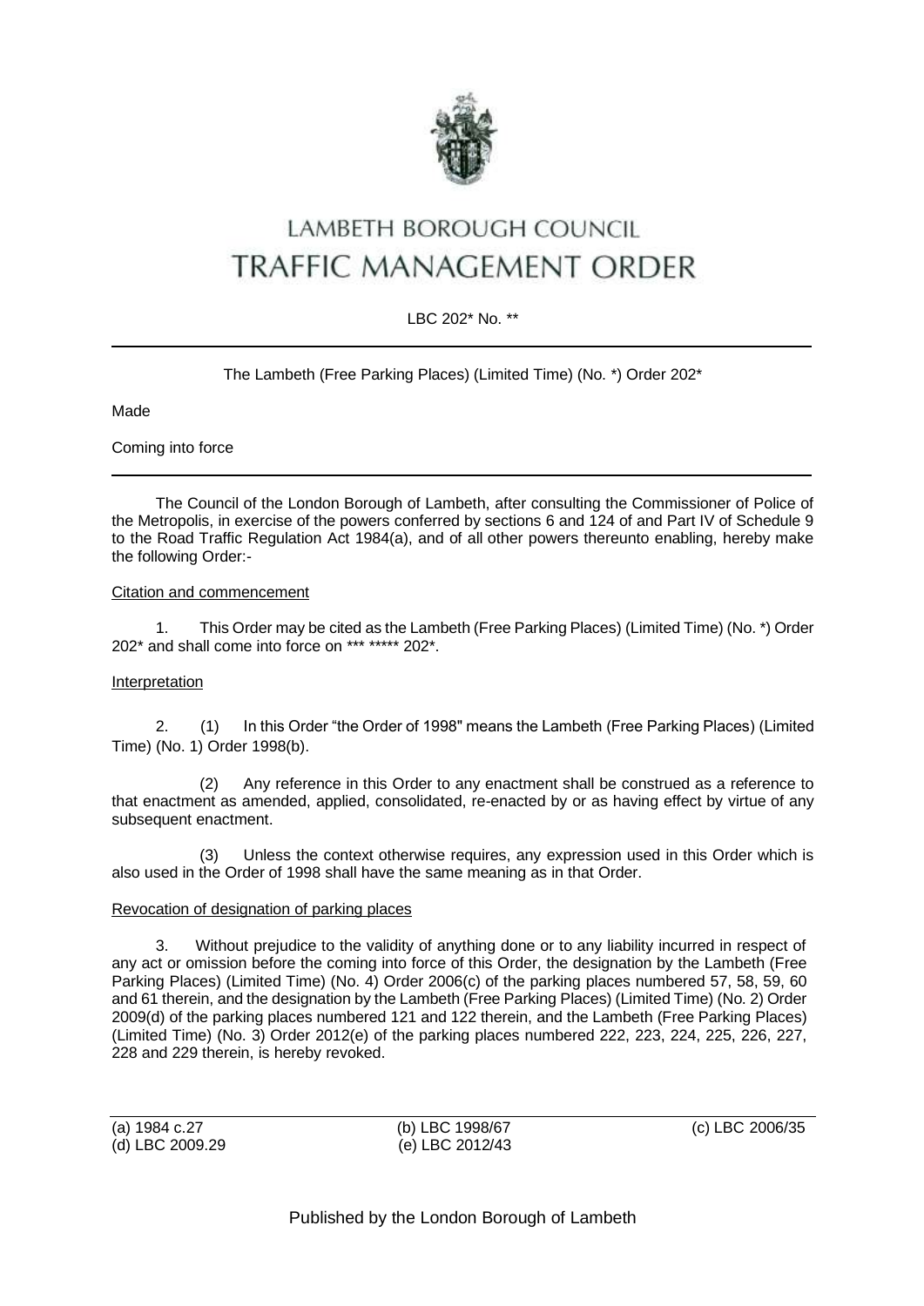# LAMBETH BOROUGH COUNCIL
# TRAFFIC MANAGEMENT ORDER

LBC 202* No. **

---

The Lambeth (Free Parking Places) (Limited Time) (No. *) Order 202*

Made

Coming into force

---

The Council of the London Borough of Lambeth, after consulting the Commissioner of Police of the Metropolis, in exercise of the powers conferred by sections 6 and 124 of and Part IV of Schedule 9 to the Road Traffic Regulation Act 1984(a), and of all other powers thereunto enabling, hereby make the following Order:-

## Citation and commencement

1. This Order may be cited as the Lambeth (Free Parking Places) (Limited Time) (No. *) Order 202* and shall come into force on *** ***** 202*.

## Interpretation

2. (1) In this Order "the Order of 1998" means the Lambeth (Free Parking Places) (Limited Time) (No. 1) Order 1998(b).

(2) Any reference in this Order to any enactment shall be construed as a reference to that enactment as amended, applied, consolidated, re-enacted by or as having effect by virtue of any subsequent enactment.

(3) Unless the context otherwise requires, any expression used in this Order which is also used in the Order of 1998 shall have the same meaning as in that Order.

## Revocation of designation of parking places

3. Without prejudice to the validity of anything done or to any liability incurred in respect of any act or omission before the coming into force of this Order, the designation by the Lambeth (Free Parking Places) (Limited Time) (No. 4) Order 2006(c) of the parking places numbered 57, 58, 59, 60 and 61 therein, and the designation by the Lambeth (Free Parking Places) (Limited Time) (No. 2) Order 2009(d) of the parking places numbered 121 and 122 therein, and the Lambeth (Free Parking Places) (Limited Time) (No. 3) Order 2012(e) of the parking places numbered 222, 223, 224, 225, 226, 227, 228 and 229 therein, is hereby revoked.

---

(a) 1984 c.27 (b) LBC 1998/67 (c) LBC 2006/35
(d) LBC 2009.29 (e) LBC 2012/43

Published by the London Borough of Lambeth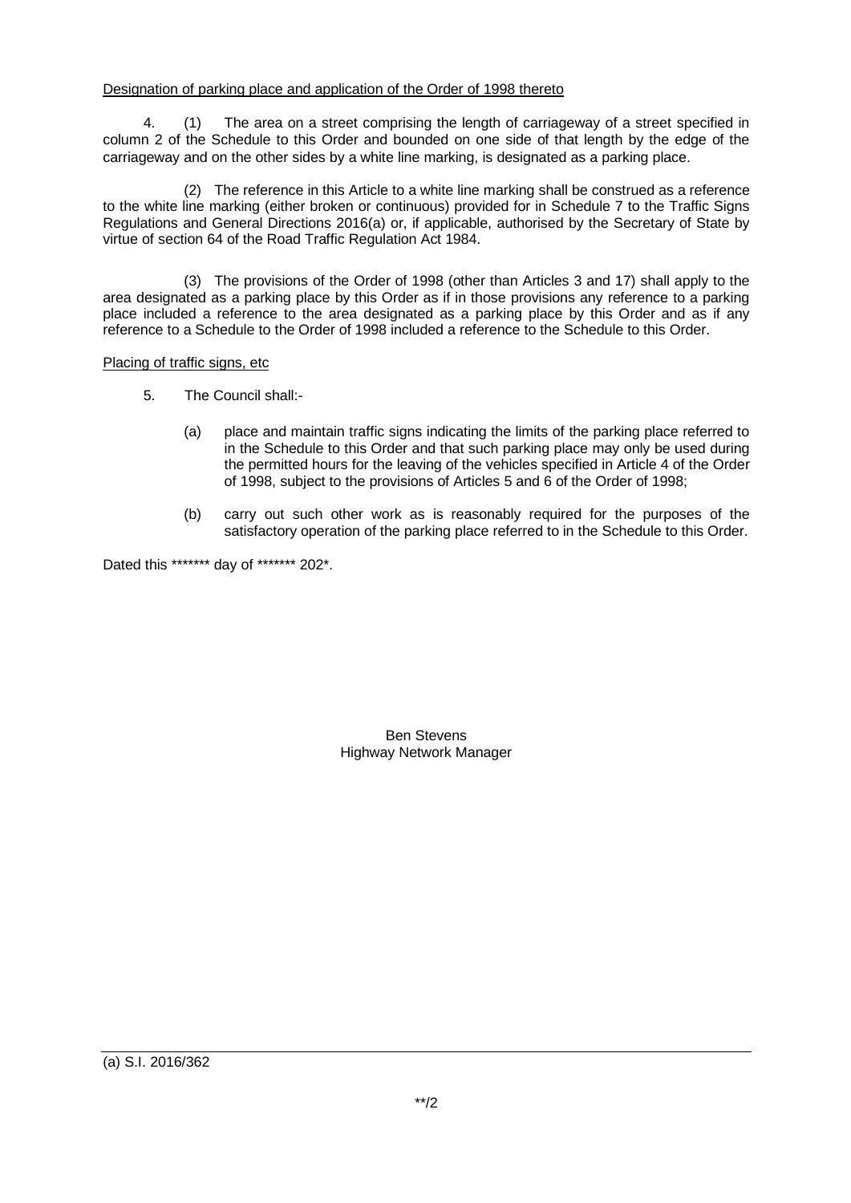Designation of parking place and application of the Order of 1998 thereto

4. (1) The area on a street comprising the length of carriageway of a street specified in column 2 of the Schedule to this Order and bounded on one side of that length by the edge of the carriageway and on the other sides by a white line marking, is designated as a parking place.

(2) The reference in this Article to a white line marking shall be construed as a reference to the white line marking (either broken or continuous) provided for in Schedule 7 to the Traffic Signs Regulations and General Directions 2016(a) or, if applicable, authorised by the Secretary of State by virtue of section 64 of the Road Traffic Regulation Act 1984.

(3) The provisions of the Order of 1998 (other than Articles 3 and 17) shall apply to the area designated as a parking place by this Order as if in those provisions any reference to a parking place included a reference to the area designated as a parking place by this Order and as if any reference to a Schedule to the Order of 1998 included a reference to the Schedule to this Order.

Placing of traffic signs, etc

5. The Council shall:-

   (a) place and maintain traffic signs indicating the limits of the parking place referred to in the Schedule to this Order and that such parking place may only be used during the permitted hours for the leaving of the vehicles specified in Article 4 of the Order of 1998, subject to the provisions of Articles 5 and 6 of the Order of 1998;

   (b) carry out such other work as is reasonably required for the purposes of the satisfactory operation of the parking place referred to in the Schedule to this Order.

Dated this ******* day of ******* 202*.

Ben Stevens
Highway Network Manager

(a) S.I. 2016/362

**/2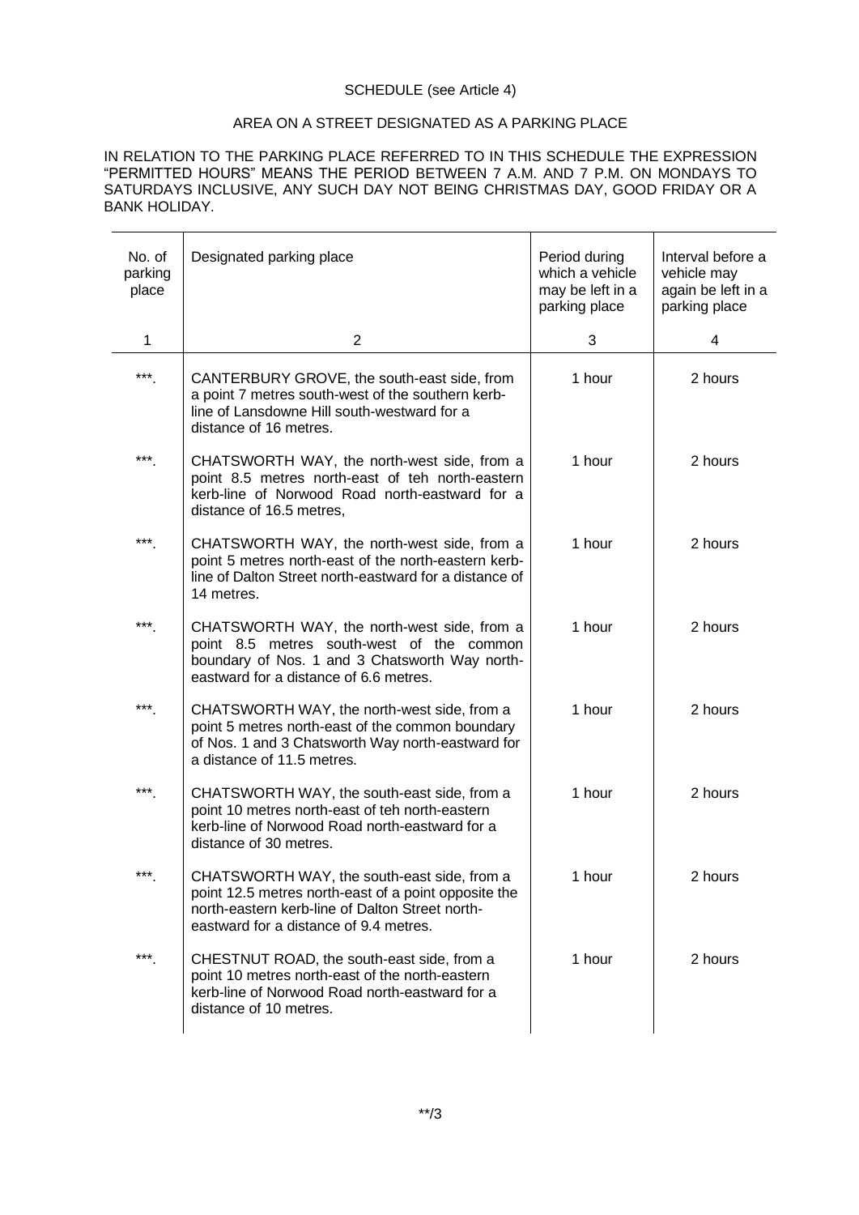SCHEDULE (see Article 4)

AREA ON A STREET DESIGNATED AS A PARKING PLACE

IN RELATION TO THE PARKING PLACE REFERRED TO IN THIS SCHEDULE THE EXPRESSION "PERMITTED HOURS" MEANS THE PERIOD BETWEEN 7 A.M. AND 7 P.M. ON MONDAYS TO SATURDAYS INCLUSIVE, ANY SUCH DAY NOT BEING CHRISTMAS DAY, GOOD FRIDAY OR A BANK HOLIDAY.

| No. of parking place | Designated parking place | Period during which a vehicle may be left in a parking place | Interval before a vehicle may again be left in a parking place |
|---|---|---|---|
| 1 | 2 | 3 | 4 |
| ***. | CANTERBURY GROVE, the south-east side, from a point 7 metres south-west of the southern kerb-line of Lansdowne Hill south-westward for a distance of 16 metres. | 1 hour | 2 hours |
| ***. | CHATSWORTH WAY, the north-west side, from a point 8.5 metres north-east of teh north-eastern kerb-line of Norwood Road north-eastward for a distance of 16.5 metres, | 1 hour | 2 hours |
| ***. | CHATSWORTH WAY, the north-west side, from a point 5 metres north-east of the north-eastern kerb-line of Dalton Street north-eastward for a distance of 14 metres. | 1 hour | 2 hours |
| ***. | CHATSWORTH WAY, the north-west side, from a point 8.5 metres south-west of the common boundary of Nos. 1 and 3 Chatsworth Way north-eastward for a distance of 6.6 metres. | 1 hour | 2 hours |
| ***. | CHATSWORTH WAY, the north-west side, from a point 5 metres north-east of the common boundary of Nos. 1 and 3 Chatsworth Way north-eastward for a distance of 11.5 metres. | 1 hour | 2 hours |
| ***. | CHATSWORTH WAY, the south-east side, from a point 10 metres north-east of teh north-eastern kerb-line of Norwood Road north-eastward for a distance of 30 metres. | 1 hour | 2 hours |
| ***. | CHATSWORTH WAY, the south-east side, from a point 12.5 metres north-east of a point opposite the north-eastern kerb-line of Dalton Street north-eastward for a distance of 9.4 metres. | 1 hour | 2 hours |
| ***. | CHESTNUT ROAD, the south-east side, from a point 10 metres north-east of the north-eastern kerb-line of Norwood Road north-eastward for a distance of 10 metres. | 1 hour | 2 hours |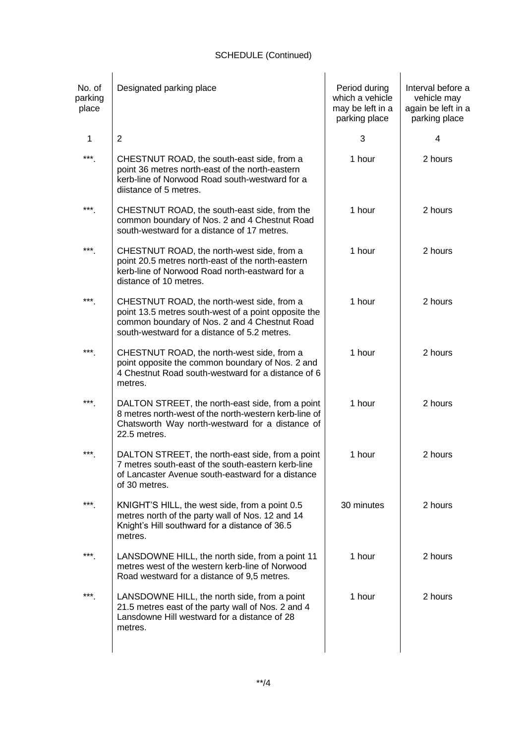SCHEDULE (Continued)

| No. of parking place | Designated parking place | Period during which a vehicle may be left in a parking place | Interval before a vehicle may again be left in a parking place |
|---|---|---|---|
| 1 | 2 | 3 | 4 |
| ***. | CHESTNUT ROAD, the south-east side, from a point 36 metres north-east of the north-eastern kerb-line of Norwood Road south-westward for a diistance of 5 metres. | 1 hour | 2 hours |
| ***. | CHESTNUT ROAD, the south-east side, from the common boundary of Nos. 2 and 4 Chestnut Road south-westward for a distance of 17 metres. | 1 hour | 2 hours |
| ***. | CHESTNUT ROAD, the north-west side, from a point 20.5 metres north-east of the north-eastern kerb-line of Norwood Road north-eastward for a distance of 10 metres. | 1 hour | 2 hours |
| ***. | CHESTNUT ROAD, the north-west side, from a point 13.5 metres south-west of a point opposite the common boundary of Nos. 2 and 4 Chestnut Road south-westward for a distance of 5.2 metres. | 1 hour | 2 hours |
| ***. | CHESTNUT ROAD, the north-west side, from a point opposite the common boundary of Nos. 2 and 4 Chestnut Road south-westward for a distance of 6 metres. | 1 hour | 2 hours |
| ***. | DALTON STREET, the north-east side, from a point 8 metres north-west of the north-western kerb-line of Chatsworth Way north-westward for a distance of 22.5 metres. | 1 hour | 2 hours |
| ***. | DALTON STREET, the north-east side, from a point 7 metres south-east of the south-eastern kerb-line of Lancaster Avenue south-eastward for a distance of 30 metres. | 1 hour | 2 hours |
| ***. | KNIGHT'S HILL, the west side, from a point 0.5 metres north of the party wall of Nos. 12 and 14 Knight's Hill southward for a distance of 36.5 metres. | 30 minutes | 2 hours |
| ***. | LANSDOWNE HILL, the north side, from a point 11 metres west of the western kerb-line of Norwood Road westward for a distance of 9,5 metres. | 1 hour | 2 hours |
| ***. | LANSDOWNE HILL, the north side, from a point 21.5 metres east of the party wall of Nos. 2 and 4 Lansdowne Hill westward for a distance of 28 metres. | 1 hour | 2 hours |

**/4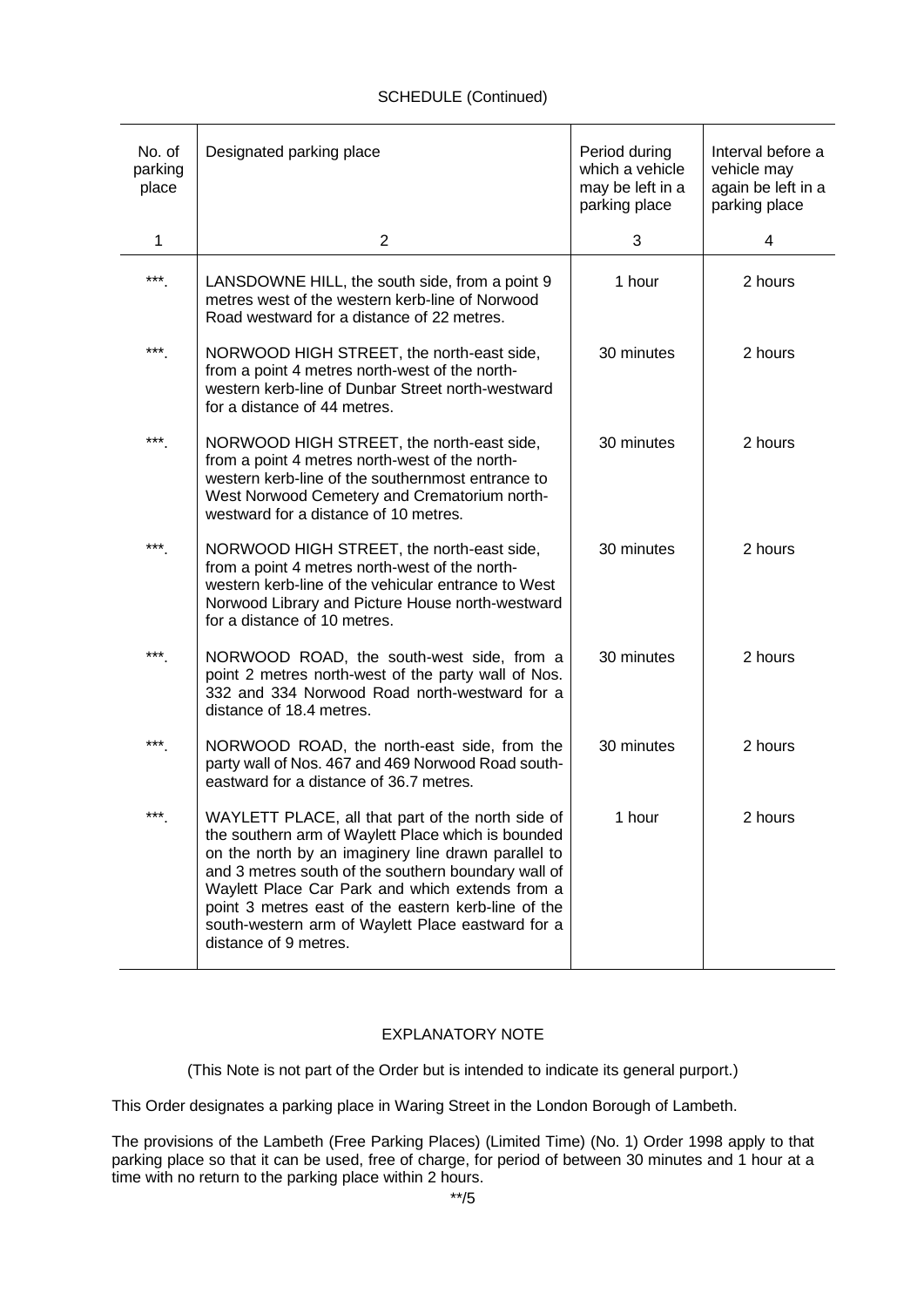SCHEDULE (Continued)

| No. of parking place | Designated parking place | Period during which a vehicle may be left in a parking place | Interval before a vehicle may again be left in a parking place |
|---|---|---|---|
| 1 | 2 | 3 | 4 |
| ***. | LANSDOWNE HILL, the south side, from a point 9 metres west of the western kerb-line of Norwood Road westward for a distance of 22 metres. | 1 hour | 2 hours |
| ***. | NORWOOD HIGH STREET, the north-east side, from a point 4 metres north-west of the north-western kerb-line of Dunbar Street north-westward for a distance of 44 metres. | 30 minutes | 2 hours |
| ***. | NORWOOD HIGH STREET, the north-east side, from a point 4 metres north-west of the north-western kerb-line of the southernmost entrance to West Norwood Cemetery and Crematorium north-westward for a distance of 10 metres. | 30 minutes | 2 hours |
| ***. | NORWOOD HIGH STREET, the north-east side, from a point 4 metres north-west of the north-western kerb-line of the vehicular entrance to West Norwood Library and Picture House north-westward for a distance of 10 metres. | 30 minutes | 2 hours |
| ***. | NORWOOD ROAD, the south-west side, from a point 2 metres north-west of the party wall of Nos. 332 and 334 Norwood Road north-westward for a distance of 18.4 metres. | 30 minutes | 2 hours |
| ***. | NORWOOD ROAD, the north-east side, from the party wall of Nos. 467 and 469 Norwood Road south-eastward for a distance of 36.7 metres. | 30 minutes | 2 hours |
| ***. | WAYLETT PLACE, all that part of the north side of the southern arm of Waylett Place which is bounded on the north by an imaginery line drawn parallel to and 3 metres south of the southern boundary wall of Waylett Place Car Park and which extends from a point 3 metres east of the eastern kerb-line of the south-western arm of Waylett Place eastward for a distance of 9 metres. | 1 hour | 2 hours |

EXPLANATORY NOTE

(This Note is not part of the Order but is intended to indicate its general purport.)

This Order designates a parking place in Waring Street in the London Borough of Lambeth.

The provisions of the Lambeth (Free Parking Places) (Limited Time) (No. 1) Order 1998 apply to that parking place so that it can be used, free of charge, for period of between 30 minutes and 1 hour at a time with no return to the parking place within 2 hours.